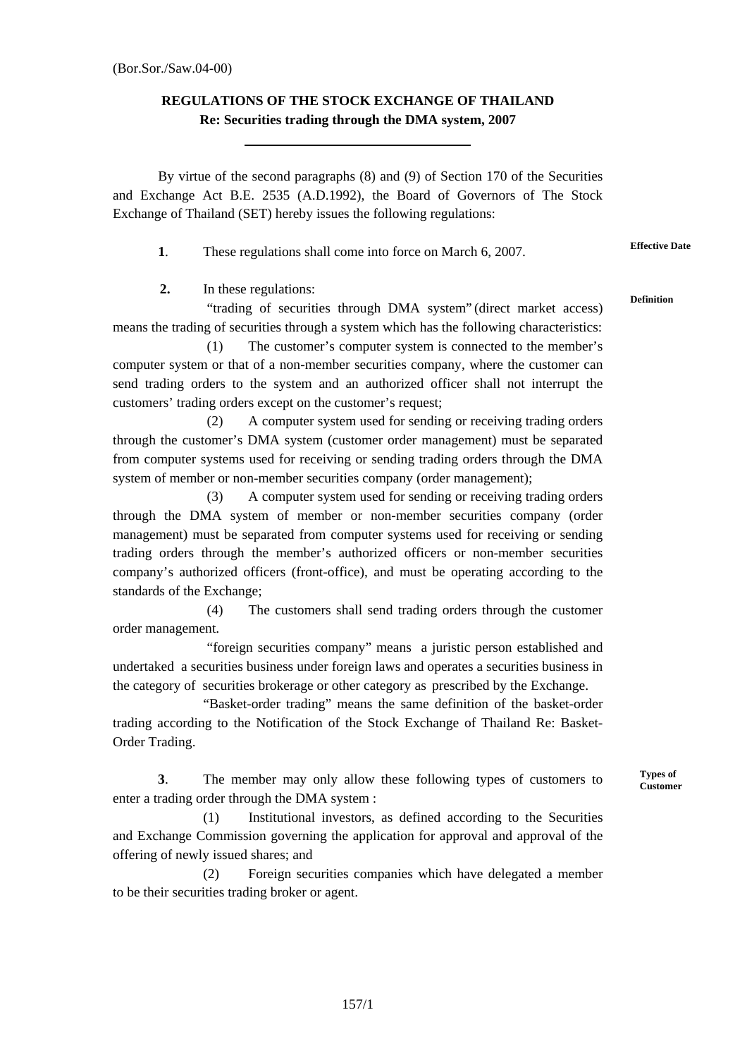(Bor.Sor./Saw.04-00)

**REGULATIONS OF THE STOCK EXCHANGE OF THAILAND**
**Re: Securities trading through the DMA system, 2007**

---

By virtue of the second paragraphs (8) and (9) of Section 170 of the Securities and Exchange Act B.E. 2535 (A.D.1992), the Board of Governors of The Stock Exchange of Thailand (SET) hereby issues the following regulations:

**Effective Date**

**1**. These regulations shall come into force on March 6, 2007.

**Definition**

**2.** In these regulations:

"trading of securities through DMA system" (direct market access) means the trading of securities through a system which has the following characteristics:

(1) The customer's computer system is connected to the member's computer system or that of a non-member securities company, where the customer can send trading orders to the system and an authorized officer shall not interrupt the customers' trading orders except on the customer's request;

(2) A computer system used for sending or receiving trading orders through the customer's DMA system (customer order management) must be separated from computer systems used for receiving or sending trading orders through the DMA system of member or non-member securities company (order management);

(3) A computer system used for sending or receiving trading orders through the DMA system of member or non-member securities company (order management) must be separated from computer systems used for receiving or sending trading orders through the member's authorized officers or non-member securities company's authorized officers (front-office), and must be operating according to the standards of the Exchange;

(4) The customers shall send trading orders through the customer order management.

"foreign securities company" means a juristic person established and undertaked a securities business under foreign laws and operates a securities business in the category of securities brokerage or other category as prescribed by the Exchange.

"Basket-order trading" means the same definition of the basket-order trading according to the Notification of the Stock Exchange of Thailand Re: Basket-Order Trading.

**Types of Customer**

**3**. The member may only allow these following types of customers to enter a trading order through the DMA system :

(1) Institutional investors, as defined according to the Securities and Exchange Commission governing the application for approval and approval of the offering of newly issued shares; and

(2) Foreign securities companies which have delegated a member to be their securities trading broker or agent.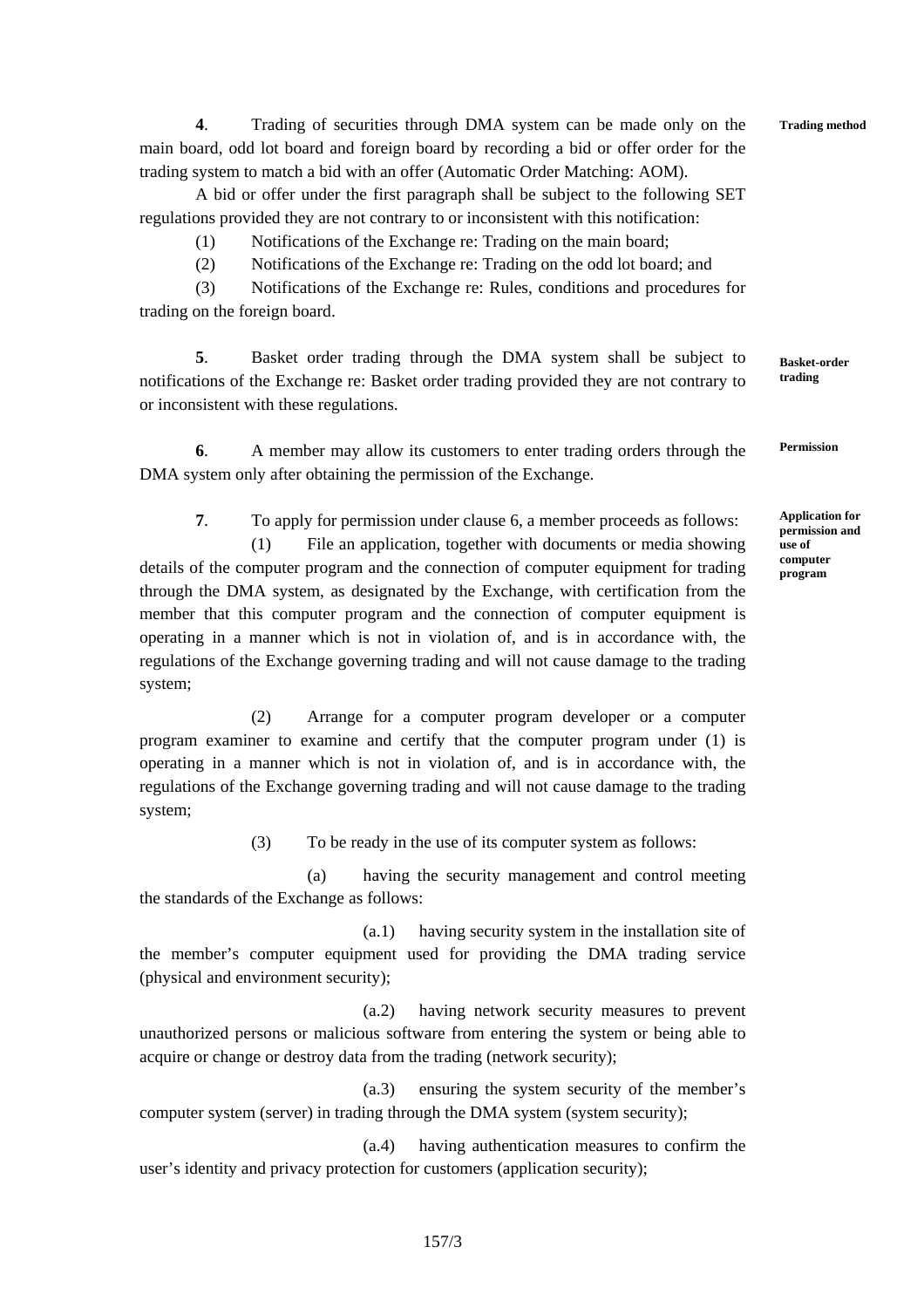**4**. Trading of securities through DMA system can be made only on the main board, odd lot board and foreign board by recording a bid or offer order for the trading system to match a bid with an offer (Automatic Order Matching: AOM). **Trading method**

A bid or offer under the first paragraph shall be subject to the following SET regulations provided they are not contrary to or inconsistent with this notification:

(1) Notifications of the Exchange re: Trading on the main board;

(2) Notifications of the Exchange re: Trading on the odd lot board; and

(3) Notifications of the Exchange re: Rules, conditions and procedures for trading on the foreign board.

**5**. Basket order trading through the DMA system shall be subject to notifications of the Exchange re: Basket order trading provided they are not contrary to or inconsistent with these regulations. **Basket-order trading**

**6**. A member may allow its customers to enter trading orders through the DMA system only after obtaining the permission of the Exchange. **Permission**

**7**. To apply for permission under clause 6, a member proceeds as follows: **Application for permission and use of computer program**

(1) File an application, together with documents or media showing details of the computer program and the connection of computer equipment for trading through the DMA system, as designated by the Exchange, with certification from the member that this computer program and the connection of computer equipment is operating in a manner which is not in violation of, and is in accordance with, the regulations of the Exchange governing trading and will not cause damage to the trading system;

(2) Arrange for a computer program developer or a computer program examiner to examine and certify that the computer program under (1) is operating in a manner which is not in violation of, and is in accordance with, the regulations of the Exchange governing trading and will not cause damage to the trading system;

(3) To be ready in the use of its computer system as follows:

(a) having the security management and control meeting the standards of the Exchange as follows:

(a.1) having security system in the installation site of the member's computer equipment used for providing the DMA trading service (physical and environment security);

(a.2) having network security measures to prevent unauthorized persons or malicious software from entering the system or being able to acquire or change or destroy data from the trading (network security);

(a.3) ensuring the system security of the member's computer system (server) in trading through the DMA system (system security);

(a.4) having authentication measures to confirm the user's identity and privacy protection for customers (application security);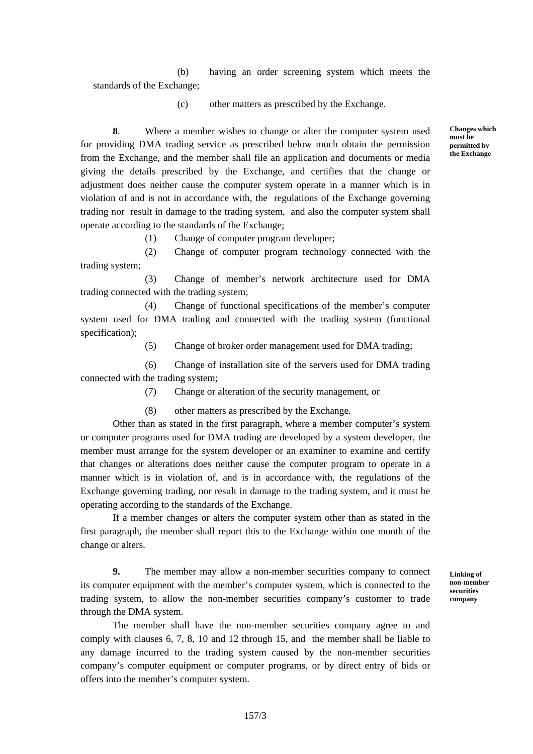(b) having an order screening system which meets the standards of the Exchange;

(c) other matters as prescribed by the Exchange.

**Changes which must be permitted by the Exchange**

**8**. Where a member wishes to change or alter the computer system used for providing DMA trading service as prescribed below much obtain the permission from the Exchange, and the member shall file an application and documents or media giving the details prescribed by the Exchange, and certifies that the change or adjustment does neither cause the computer system operate in a manner which is in violation of and is not in accordance with, the regulations of the Exchange governing trading nor result in damage to the trading system, and also the computer system shall operate according to the standards of the Exchange;

(1) Change of computer program developer;

(2) Change of computer program technology connected with the trading system;

(3) Change of member's network architecture used for DMA trading connected with the trading system;

(4) Change of functional specifications of the member's computer system used for DMA trading and connected with the trading system (functional specification);

(5) Change of broker order management used for DMA trading;

(6) Change of installation site of the servers used for DMA trading connected with the trading system;

(7) Change or alteration of the security management, or

(8) other matters as prescribed by the Exchange.

Other than as stated in the first paragraph, where a member computer's system or computer programs used for DMA trading are developed by a system developer, the member must arrange for the system developer or an examiner to examine and certify that changes or alterations does neither cause the computer program to operate in a manner which is in violation of, and is in accordance with, the regulations of the Exchange governing trading, nor result in damage to the trading system, and it must be operating according to the standards of the Exchange.

If a member changes or alters the computer system other than as stated in the first paragraph, the member shall report this to the Exchange within one month of the change or alters.

**Linking of non-member securities company**

**9.** The member may allow a non-member securities company to connect its computer equipment with the member's computer system, which is connected to the trading system, to allow the non-member securities company's customer to trade through the DMA system.

The member shall have the non-member securities company agree to and comply with clauses 6, 7, 8, 10 and 12 through 15, and the member shall be liable to any damage incurred to the trading system caused by the non-member securities company's computer equipment or computer programs, or by direct entry of bids or offers into the member's computer system.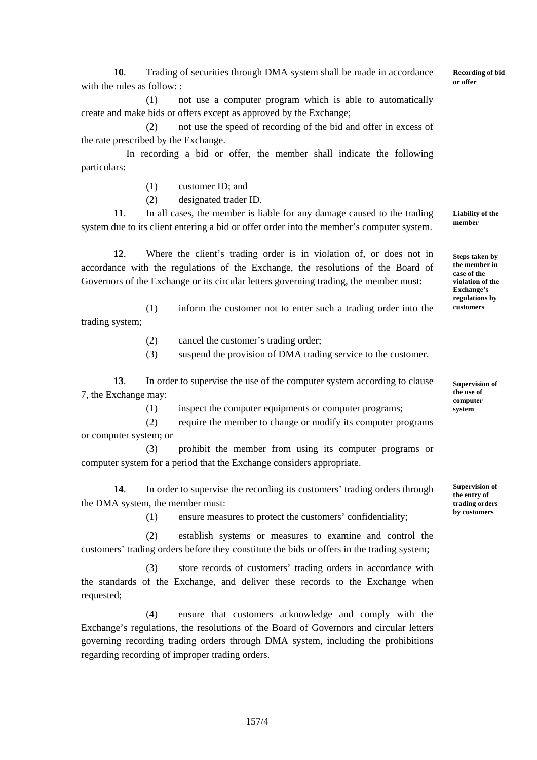**10**. Trading of securities through DMA system shall be made in accordance with the rules as follow: :

**Recording of bid or offer**

(1) not use a computer program which is able to automatically create and make bids or offers except as approved by the Exchange;

(2) not use the speed of recording of the bid and offer in excess of the rate prescribed by the Exchange.

In recording a bid or offer, the member shall indicate the following particulars:

(1) customer ID; and

(2) designated trader ID.

**11**. In all cases, the member is liable for any damage caused to the trading system due to its client entering a bid or offer order into the member's computer system.

**Liability of the member**

**12**. Where the client's trading order is in violation of, or does not in accordance with the regulations of the Exchange, the resolutions of the Board of Governors of the Exchange or its circular letters governing trading, the member must:

**Steps taken by the member in case of the violation of the Exchange's regulations by customers**

(1) inform the customer not to enter such a trading order into the trading system;

(2) cancel the customer's trading order;

(3) suspend the provision of DMA trading service to the customer.

**13**. In order to supervise the use of the computer system according to clause 7, the Exchange may:

**Supervision of the use of computer system**

(1) inspect the computer equipments or computer programs;

(2) require the member to change or modify its computer programs or computer system; or

(3) prohibit the member from using its computer programs or computer system for a period that the Exchange considers appropriate.

**14**. In order to supervise the recording its customers' trading orders through the DMA system, the member must:

**Supervision of the entry of trading orders by customers**

(1) ensure measures to protect the customers' confidentiality;

(2) establish systems or measures to examine and control the customers' trading orders before they constitute the bids or offers in the trading system;

(3) store records of customers' trading orders in accordance with the standards of the Exchange, and deliver these records to the Exchange when requested;

(4) ensure that customers acknowledge and comply with the Exchange's regulations, the resolutions of the Board of Governors and circular letters governing recording trading orders through DMA system, including the prohibitions regarding recording of improper trading orders.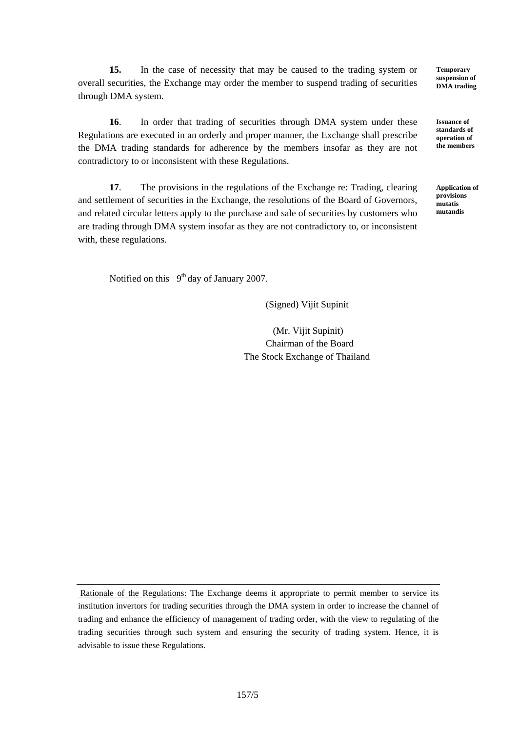**15.** In the case of necessity that may be caused to the trading system or overall securities, the Exchange may order the member to suspend trading of securities through DMA system.

**Temporary suspension of DMA trading**

**16**. In order that trading of securities through DMA system under these Regulations are executed in an orderly and proper manner, the Exchange shall prescribe the DMA trading standards for adherence by the members insofar as they are not contradictory to or inconsistent with these Regulations.

**Issuance of standards of operation of the members**

**17**. The provisions in the regulations of the Exchange re: Trading, clearing and settlement of securities in the Exchange, the resolutions of the Board of Governors, and related circular letters apply to the purchase and sale of securities by customers who are trading through DMA system insofar as they are not contradictory to, or inconsistent with, these regulations.

**Application of provisions mutatis mutandis**

Notified on this 9th day of January 2007.

(Signed) Vijit Supinit

(Mr. Vijit Supinit)
Chairman of the Board
The Stock Exchange of Thailand

---

Rationale of the Regulations: The Exchange deems it appropriate to permit member to service its institution invertors for trading securities through the DMA system in order to increase the channel of trading and enhance the efficiency of management of trading order, with the view to regulating of the trading securities through such system and ensuring the security of trading system. Hence, it is advisable to issue these Regulations.